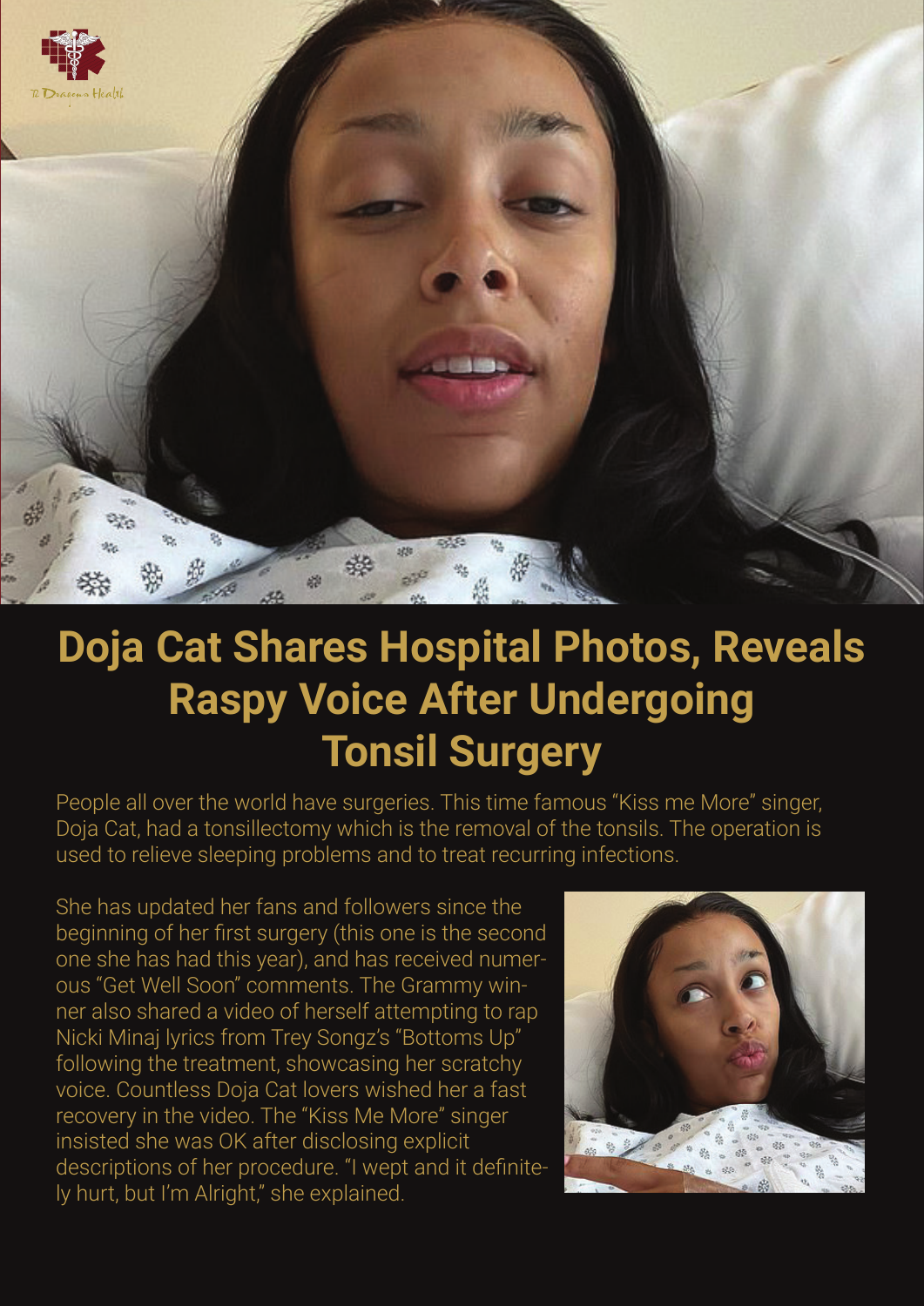# Doja Cat Shares Hospital Photos, Reveals Raspy Voice After Undergoing Tonsil Surgery

People all over the world have surgeries. This time famous "Kiss me More" singer, Doja Cat, had a tonsillectomy which is the removal of the tonsils. The operation is used to relieve sleeping problems and to treat recurring infections.

She has updated her fans and followers since the beginning of her first surgery (this one is the second one she has had this year), and has received numerous "Get Well Soon" comments. The Grammy winner also shared a video of herself attempting to rap Nicki Minaj lyrics from Trey Songz's "Bottoms Up" following the treatment, showcasing her scratchy voice. Countless Doja Cat lovers wished her a fast recovery in the video. The "Kiss Me More" singer insisted she was OK after disclosing explicit descriptions of her procedure. "I wept and it definitely hurt, but I'm Alright," she explained.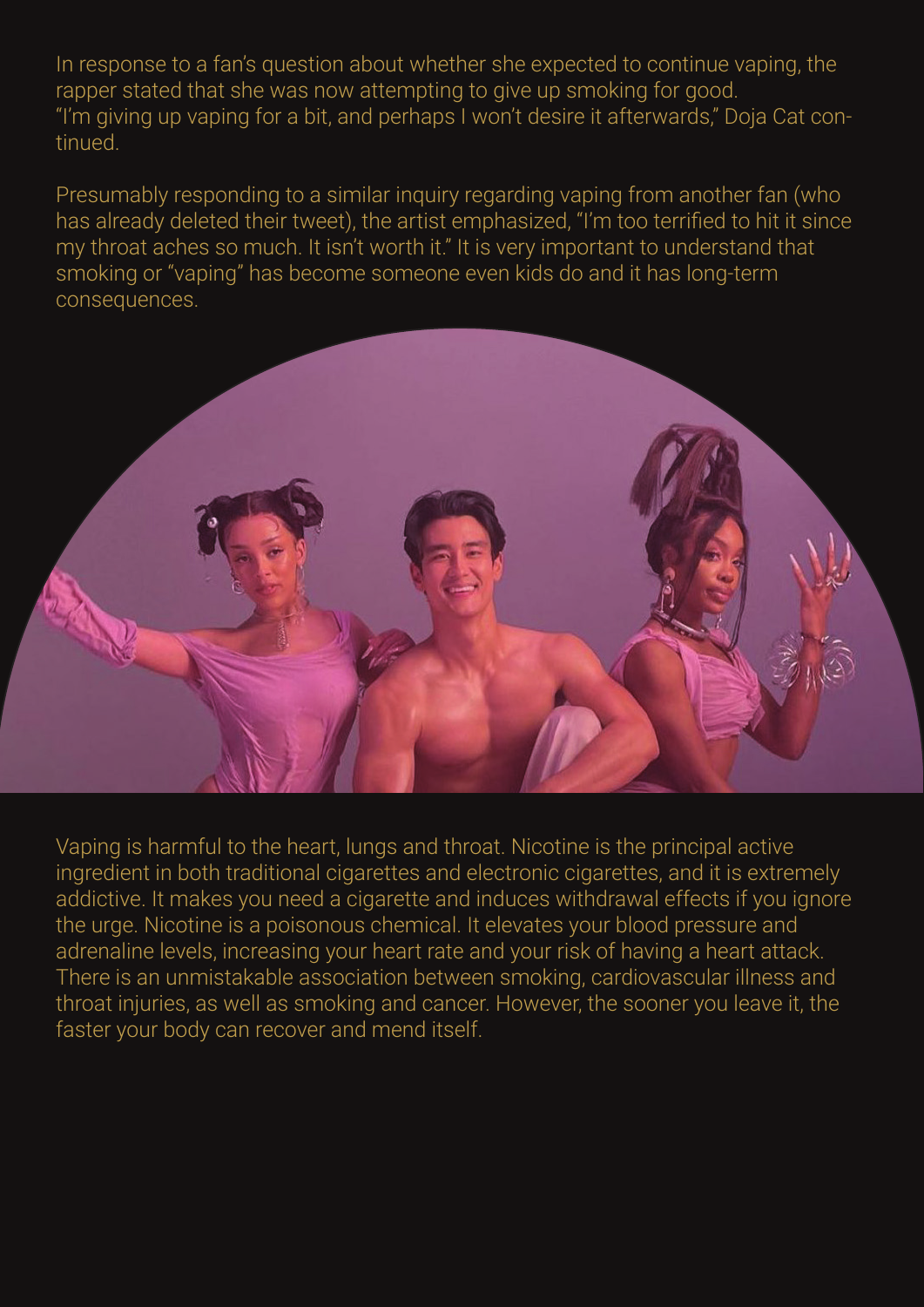In response to a fan's question about whether she expected to continue vaping, the rapper stated that she was now attempting to give up smoking for good.
"I'm giving up vaping for a bit, and perhaps I won't desire it afterwards," Doja Cat continued.

Presumably responding to a similar inquiry regarding vaping from another fan (who has already deleted their tweet), the artist emphasized, "I'm too terrified to hit it since my throat aches so much. It isn't worth it." It is very important to understand that smoking or "vaping" has become someone even kids do and it has long-term consequences.

Vaping is harmful to the heart, lungs and throat. Nicotine is the principal active ingredient in both traditional cigarettes and electronic cigarettes, and it is extremely addictive. It makes you need a cigarette and induces withdrawal effects if you ignore the urge. Nicotine is a poisonous chemical. It elevates your blood pressure and adrenaline levels, increasing your heart rate and your risk of having a heart attack. There is an unmistakable association between smoking, cardiovascular illness and throat injuries, as well as smoking and cancer. However, the sooner you leave it, the faster your body can recover and mend itself.